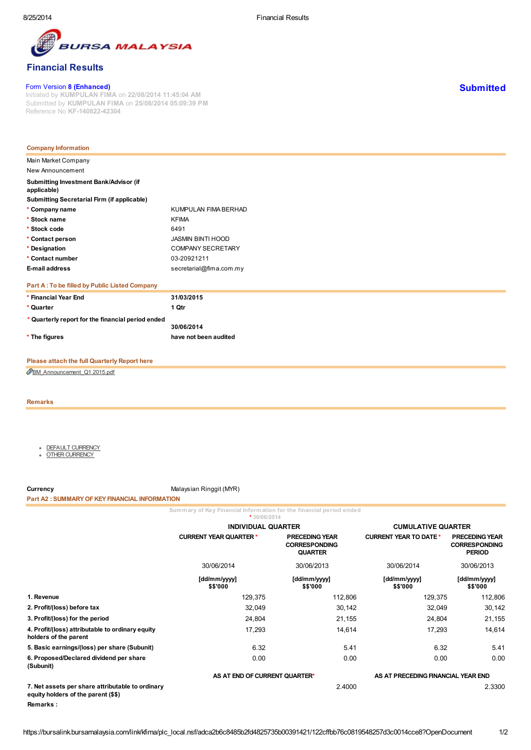# Financial Results

Form Version 8 (Enhanced)
Initiated by KUMPULAN FIMA on 22/08/2014 11:45:04 AM
Submitted by KUMPULAN FIMA on 25/08/2014 05:09:39 PM
Reference No KF-140822-42304

**Submitted**

## Company Information

Main Market Company
New Announcement

| | |
|---|---|
| **Submitting Investment Bank/Advisor (if applicable)** | |
| **Submitting Secretarial Firm (if applicable)** | |
| * **Company name** | KUMPULAN FIMA BERHAD |
| * **Stock name** | KFIMA |
| * **Stock code** | 6491 |
| * **Contact person** | JASMIN BINTI HOOD |
| * **Designation** | COMPANY SECRETARY |
| * **Contact number** | 03-20921211 |
| **E-mail address** | secretarial@fima.com.my |

## Part A : To be filled by Public Listed Company

| | |
|---|---|
| * **Financial Year End** | **31/03/2015** |
| * **Quarter** | **1 Qtr** |
| * **Quarterly report for the financial period ended** | **30/06/2014** |
| * **The figures** | **have not been audited** |

## Please attach the full Quarterly Report here

BM_Announcement_Q1 2015.pdf

## Remarks

- DEFAULT CURRENCY
- OTHER CURRENCY

**Currency** Malaysian Ringgit (MYR)

## Part A2 : SUMMARY OF KEY FINANCIAL INFORMATION

Summary of Key Financial Information for the financial period ended
* 30/06/2014

| | INDIVIDUAL QUARTER | | CUMULATIVE QUARTER | |
|---|---|---|---|---|
| | CURRENT YEAR QUARTER * | PRECEDING YEAR CORRESPONDING QUARTER | CURRENT YEAR TO DATE * | PRECEDING YEAR CORRESPONDING PERIOD |
| | 30/06/2014 | 30/06/2013 | 30/06/2014 | 30/06/2013 |
| | [dd/mm/yyyy] $$'000 | [dd/mm/yyyy] $$'000 | [dd/mm/yyyy] $$'000 | [dd/mm/yyyy] $$'000 |
| **1. Revenue** | 129,375 | 112,806 | 129,375 | 112,806 |
| **2. Profit/(loss) before tax** | 32,049 | 30,142 | 32,049 | 30,142 |
| **3. Profit/(loss) for the period** | 24,804 | 21,155 | 24,804 | 21,155 |
| **4. Profit/(loss) attributable to ordinary equity holders of the parent** | 17,293 | 14,614 | 17,293 | 14,614 |
| **5. Basic earnings/(loss) per share (Subunit)** | 6.32 | 5.41 | 6.32 | 5.41 |
| **6. Proposed/Declared dividend per share (Subunit)** | 0.00 | 0.00 | 0.00 | 0.00 |

| | AS AT END OF CURRENT QUARTER* | AS AT PRECEDING FINANCIAL YEAR END |
|---|---|---|
| **7. Net assets per share attributable to ordinary equity holders of the parent ($$)** | 2.4000 | 2.3300 |

**Remarks :**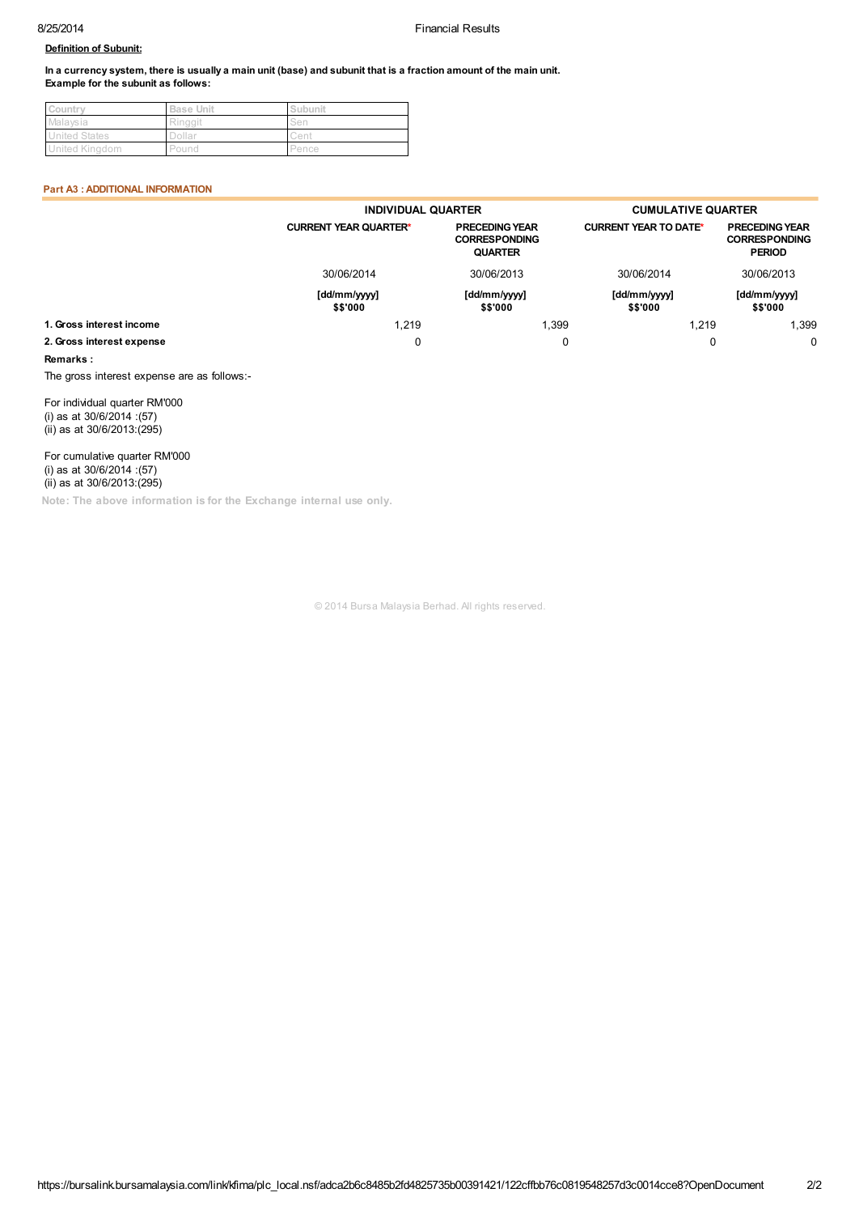**Definition of Subunit:**

**In a currency system, there is usually a main unit (base) and subunit that is a fraction amount of the main unit.**
**Example for the subunit as follows:**

| Country | Base Unit | Subunit |
|---|---|---|
| Malaysia | Ringgit | Sen |
| United States | Dollar | Cent |
| United Kingdom | Pound | Pence |

## Part A3 : ADDITIONAL INFORMATION

| | INDIVIDUAL QUARTER | | CUMULATIVE QUARTER | |
|---|---|---|---|---|
| | CURRENT YEAR QUARTER* | PRECEDING YEAR CORRESPONDING QUARTER | CURRENT YEAR TO DATE* | PRECEDING YEAR CORRESPONDING PERIOD |
| | 30/06/2014 | 30/06/2013 | 30/06/2014 | 30/06/2013 |
| | [dd/mm/yyyy] $$'000 | [dd/mm/yyyy] $$'000 | [dd/mm/yyyy] $$'000 | [dd/mm/yyyy] $$'000 |
| **1. Gross interest income** | 1,219 | 1,399 | 1,219 | 1,399 |
| **2. Gross interest expense** | 0 | 0 | 0 | 0 |

**Remarks :**

The gross interest expense are as follows:-

For individual quarter RM'000
(i) as at 30/6/2014 :(57)
(ii) as at 30/6/2013:(295)

For cumulative quarter RM'000
(i) as at 30/6/2014 :(57)
(ii) as at 30/6/2013:(295)

Note: The above information is for the Exchange internal use only.

© 2014 Bursa Malaysia Berhad. All rights reserved.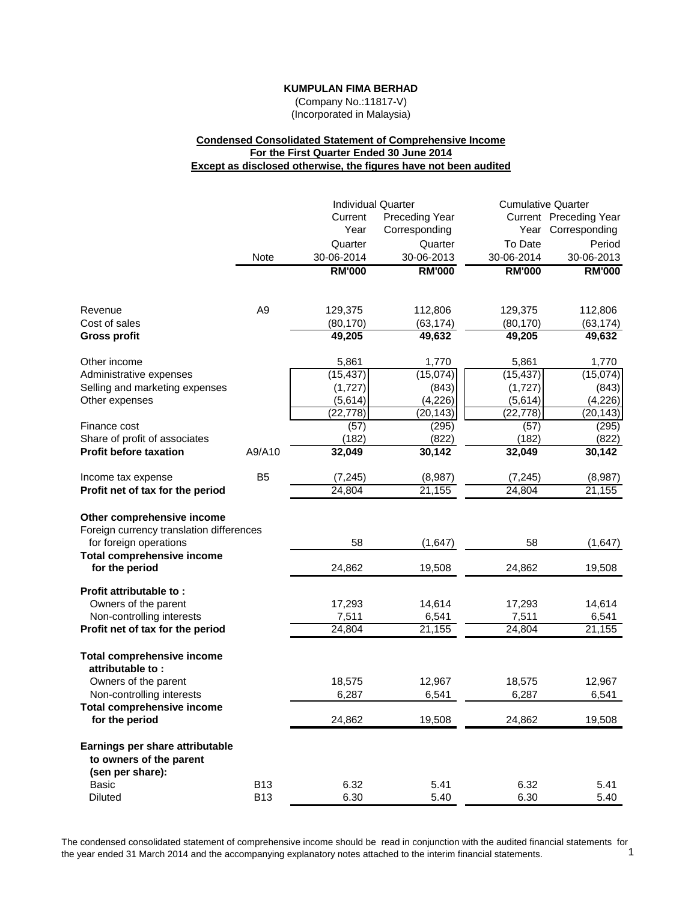**KUMPULAN FIMA BERHAD**

(Company No.:11817-V)
(Incorporated in Malaysia)

**Condensed Consolidated Statement of Comprehensive Income**
**For the First Quarter Ended 30 June 2014**
**Except as disclosed otherwise, the figures have not been audited**

| | Note | Individual Quarter | | Cumulative Quarter | |
|---|---|---|---|---|---|
| | | Current Year Quarter | Preceding Year Corresponding Quarter | Current Year To Date | Preceding Year Corresponding Period |
| | | 30-06-2014 | 30-06-2013 | 30-06-2014 | 30-06-2013 |
| | | **RM'000** | **RM'000** | **RM'000** | **RM'000** |
| Revenue | A9 | 129,375 | 112,806 | 129,375 | 112,806 |
| Cost of sales | | (80,170) | (63,174) | (80,170) | (63,174) |
| **Gross profit** | | **49,205** | **49,632** | **49,205** | **49,632** |
| Other income | | 5,861 | 1,770 | 5,861 | 1,770 |
| Administrative expenses | | (15,437) | (15,074) | (15,437) | (15,074) |
| Selling and marketing expenses | | (1,727) | (843) | (1,727) | (843) |
| Other expenses | | (5,614) | (4,226) | (5,614) | (4,226) |
| | | (22,778) | (20,143) | (22,778) | (20,143) |
| Finance cost | | (57) | (295) | (57) | (295) |
| Share of profit of associates | | (182) | (822) | (182) | (822) |
| **Profit before taxation** | A9/A10 | **32,049** | **30,142** | **32,049** | **30,142** |
| Income tax expense | B5 | (7,245) | (8,987) | (7,245) | (8,987) |
| **Profit net of tax for the period** | | 24,804 | 21,155 | 24,804 | 21,155 |
| **Other comprehensive income** | | | | | |
| Foreign currency translation differences for foreign operations | | 58 | (1,647) | 58 | (1,647) |
| **Total comprehensive income for the period** | | 24,862 | 19,508 | 24,862 | 19,508 |
| **Profit attributable to :** | | | | | |
| Owners of the parent | | 17,293 | 14,614 | 17,293 | 14,614 |
| Non-controlling interests | | 7,511 | 6,541 | 7,511 | 6,541 |
| **Profit net of tax for the period** | | 24,804 | 21,155 | 24,804 | 21,155 |
| **Total comprehensive income attributable to :** | | | | | |
| Owners of the parent | | 18,575 | 12,967 | 18,575 | 12,967 |
| Non-controlling interests | | 6,287 | 6,541 | 6,287 | 6,541 |
| **Total comprehensive income for the period** | | 24,862 | 19,508 | 24,862 | 19,508 |
| **Earnings per share attributable to owners of the parent (sen per share):** | | | | | |
| Basic | B13 | 6.32 | 5.41 | 6.32 | 5.41 |
| Diluted | B13 | 6.30 | 5.40 | 6.30 | 5.40 |

The condensed consolidated statement of comprehensive income should be read in conjunction with the audited financial statements for the year ended 31 March 2014 and the accompanying explanatory notes attached to the interim financial statements.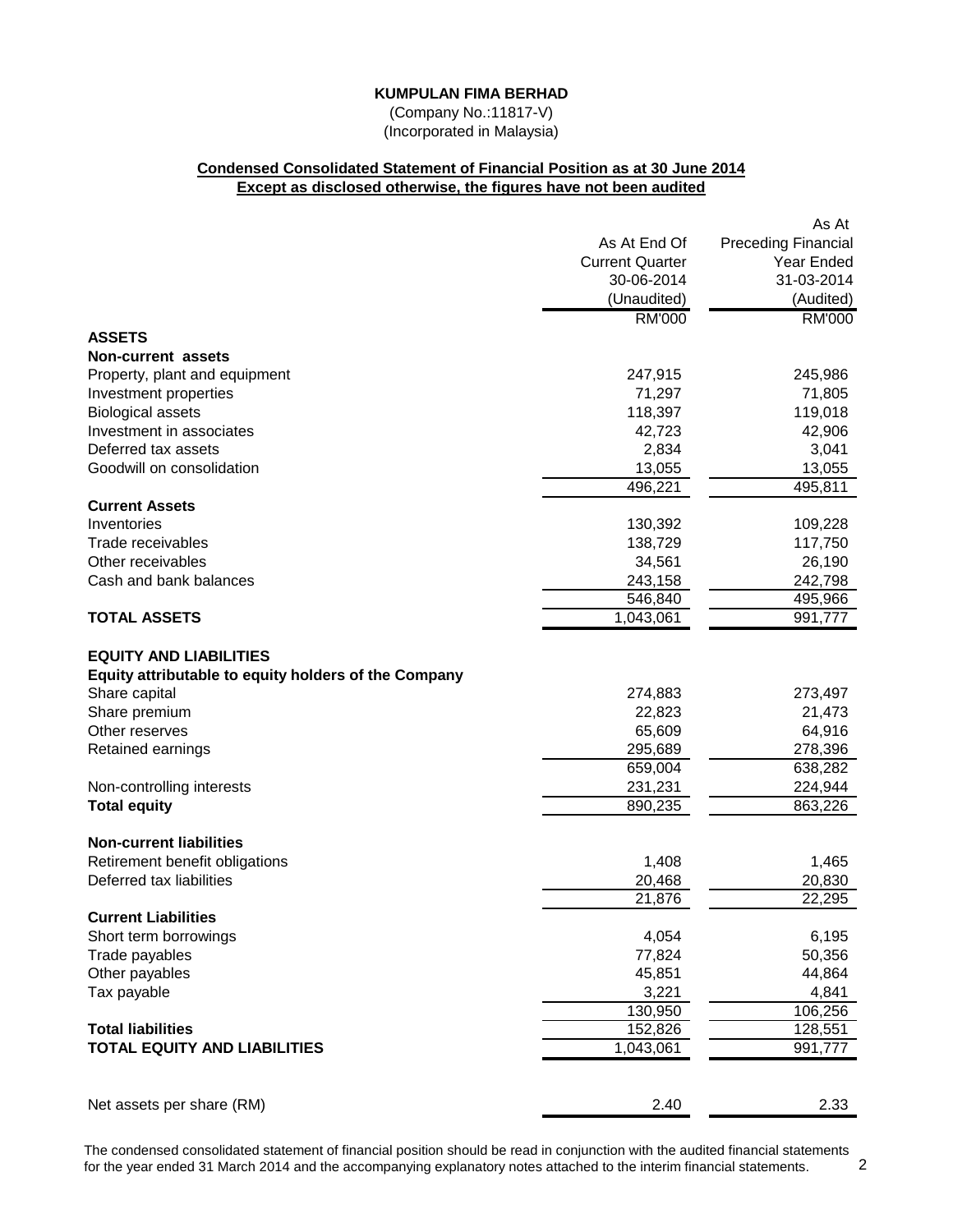**KUMPULAN FIMA BERHAD**

(Company No.:11817-V)

(Incorporated in Malaysia)

**Condensed Consolidated Statement of Financial Position as at 30 June 2014**

**Except as disclosed otherwise, the figures have not been audited**

| | As At End Of Current Quarter 30-06-2014 (Unaudited) | As At Preceding Financial Year Ended 31-03-2014 (Audited) |
|---|---|---|
| | RM'000 | RM'000 |
| **ASSETS** | | |
| **Non-current assets** | | |
| Property, plant and equipment | 247,915 | 245,986 |
| Investment properties | 71,297 | 71,805 |
| Biological assets | 118,397 | 119,018 |
| Investment in associates | 42,723 | 42,906 |
| Deferred tax assets | 2,834 | 3,041 |
| Goodwill on consolidation | 13,055 | 13,055 |
| | 496,221 | 495,811 |
| **Current Assets** | | |
| Inventories | 130,392 | 109,228 |
| Trade receivables | 138,729 | 117,750 |
| Other receivables | 34,561 | 26,190 |
| Cash and bank balances | 243,158 | 242,798 |
| | 546,840 | 495,966 |
| **TOTAL ASSETS** | 1,043,061 | 991,777 |
| | | |
| **EQUITY AND LIABILITIES** | | |
| **Equity attributable to equity holders of the Company** | | |
| Share capital | 274,883 | 273,497 |
| Share premium | 22,823 | 21,473 |
| Other reserves | 65,609 | 64,916 |
| Retained earnings | 295,689 | 278,396 |
| | 659,004 | 638,282 |
| Non-controlling interests | 231,231 | 224,944 |
| **Total equity** | 890,235 | 863,226 |
| | | |
| **Non-current liabilities** | | |
| Retirement benefit obligations | 1,408 | 1,465 |
| Deferred tax liabilities | 20,468 | 20,830 |
| | 21,876 | 22,295 |
| **Current Liabilities** | | |
| Short term borrowings | 4,054 | 6,195 |
| Trade payables | 77,824 | 50,356 |
| Other payables | 45,851 | 44,864 |
| Tax payable | 3,221 | 4,841 |
| | 130,950 | 106,256 |
| **Total liabilities** | 152,826 | 128,551 |
| **TOTAL EQUITY AND LIABILITIES** | 1,043,061 | 991,777 |
| | | |
| Net assets per share (RM) | 2.40 | 2.33 |

The condensed consolidated statement of financial position should be read in conjunction with the audited financial statements for the year ended 31 March 2014 and the accompanying explanatory notes attached to the interim financial statements.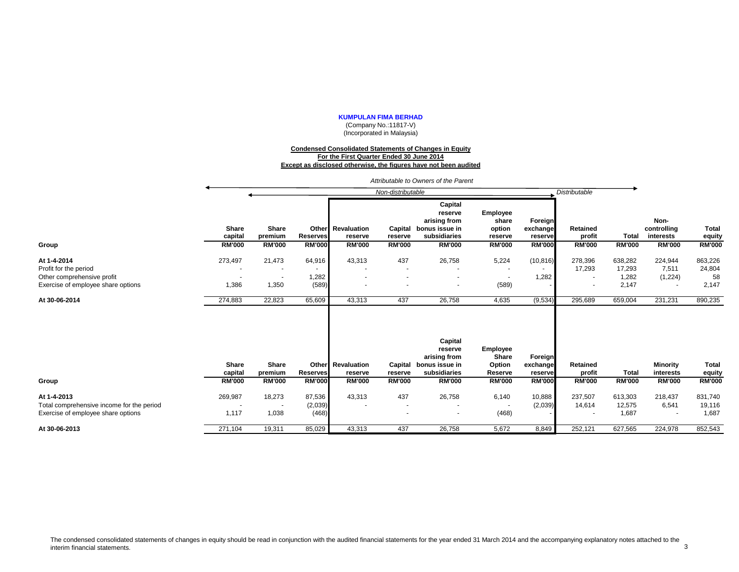**KUMPULAN FIMA BERHAD**
(Company No.:11817-V)
(Incorporated in Malaysia)

**Condensed Consolidated Statements of Changes in Equity**
**For the First Quarter Ended 30 June 2014**
**Except as disclosed otherwise, the figures have not been audited**

*Attributable to Owners of the Parent*

| | *Non-distributable* | | | | | | | | *Distributable* | | | |
|---|---|---|---|---|---|---|---|---|---|---|---|---|
| **Group** | **Share capital** | **Share premium** | **Other Reserves** | **Revaluation reserve** | **Capital reserve** | **Capital reserve arising from bonus issue in subsidiaries** | **Employee share option reserve** | **Foreign exchange reserve** | **Retained profit** | **Total** | **Non-controlling interests** | **Total equity** |
| | **RM'000** | **RM'000** | **RM'000** | **RM'000** | **RM'000** | **RM'000** | **RM'000** | **RM'000** | **RM'000** | **RM'000** | **RM'000** | **RM'000** |
| **At 1-4-2014** | 273,497 | 21,473 | 64,916 | 43,313 | 437 | 26,758 | 5,224 | (10,816) | 278,396 | 638,282 | 224,944 | 863,226 |
| Profit for the period | - | - | - | - | - | - | - | - | 17,293 | 17,293 | 7,511 | 24,804 |
| Other comprehensive profit | - | - | 1,282 | - | - | - | - | 1,282 | - | 1,282 | (1,224) | 58 |
| Exercise of employee share options | 1,386 | 1,350 | (589) | - | - | - | (589) | - | - | 2,147 | - | 2,147 |
| **At 30-06-2014** | 274,883 | 22,823 | 65,609 | 43,313 | 437 | 26,758 | 4,635 | (9,534) | 295,689 | 659,004 | 231,231 | 890,235 |

| **Group** | **Share capital** | **Share premium** | **Other Reserves** | **Revaluation reserve** | **Capital reserve** | **Capital reserve arising from bonus issue in subsidiaries** | **Employee Share Option Reserve** | **Foreign exchange reserve** | **Retained profit** | **Total** | **Minority interests** | **Total equity** |
|---|---|---|---|---|---|---|---|---|---|---|---|---|
| | **RM'000** | **RM'000** | **RM'000** | **RM'000** | **RM'000** | **RM'000** | **RM'000** | **RM'000** | **RM'000** | **RM'000** | **RM'000** | **RM'000** |
| **At 1-4-2013** | 269,987 | 18,273 | 87,536 | 43,313 | 437 | 26,758 | 6,140 | 10,888 | 237,507 | 613,303 | 218,437 | 831,740 |
| Total comprehensive income for the period | - | - | (2,039) | - | - | - | - | (2,039) | 14,614 | 12,575 | 6,541 | 19,116 |
| Exercise of employee share options | 1,117 | 1,038 | (468) | | - | - | (468) | - | - | 1,687 | - | 1,687 |
| **At 30-06-2013** | 271,104 | 19,311 | 85,029 | 43,313 | 437 | 26,758 | 5,672 | 8,849 | 252,121 | 627,565 | 224,978 | 852,543 |

The condensed consolidated statements of changes in equity should be read in conjunction with the audited financial statements for the year ended 31 March 2014 and the accompanying explanatory notes attached to the interim financial statements.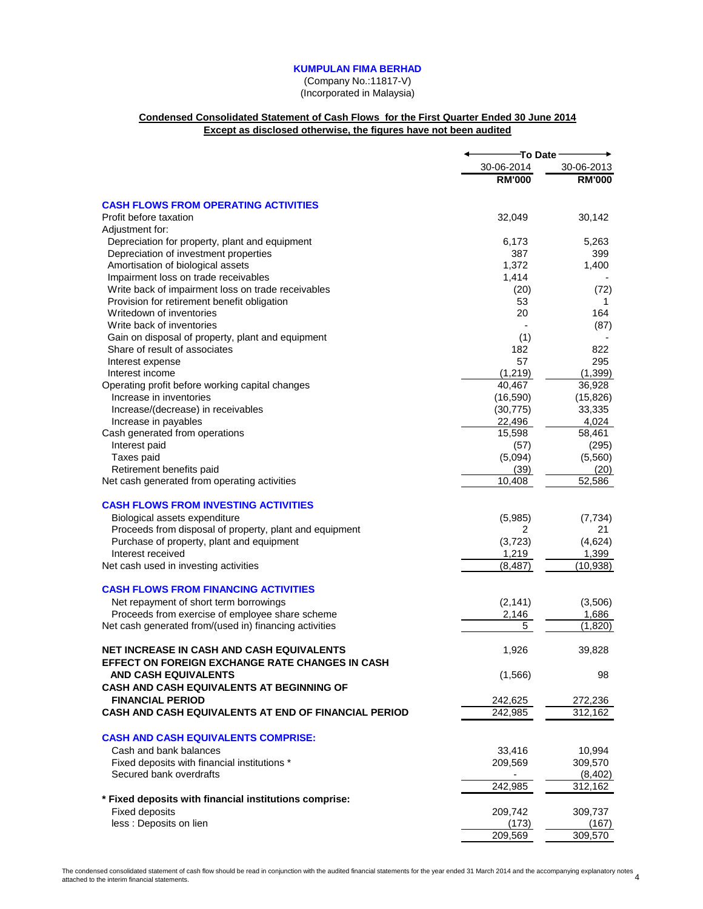**KUMPULAN FIMA BERHAD**

(Company No.:11817-V)
(Incorporated in Malaysia)

**Condensed Consolidated Statement of Cash Flows for the First Quarter Ended 30 June 2014**
**Except as disclosed otherwise, the figures have not been audited**

| | To Date | |
|---|---|---|
| | 30-06-2014 | 30-06-2013 |
| | **RM'000** | **RM'000** |
| **CASH FLOWS FROM OPERATING ACTIVITIES** | | |
| Profit before taxation | 32,049 | 30,142 |
| Adjustment for: | | |
| Depreciation for property, plant and equipment | 6,173 | 5,263 |
| Depreciation of investment properties | 387 | 399 |
| Amortisation of biological assets | 1,372 | 1,400 |
| Impairment loss on trade receivables | 1,414 | - |
| Write back of impairment loss on trade receivables | (20) | (72) |
| Provision for retirement benefit obligation | 53 | 1 |
| Writedown of inventories | 20 | 164 |
| Write back of inventories | - | (87) |
| Gain on disposal of property, plant and equipment | (1) | - |
| Share of result of associates | 182 | 822 |
| Interest expense | 57 | 295 |
| Interest income | (1,219) | (1,399) |
| Operating profit before working capital changes | 40,467 | 36,928 |
| Increase in inventories | (16,590) | (15,826) |
| Increase/(decrease) in receivables | (30,775) | 33,335 |
| Increase in payables | 22,496 | 4,024 |
| Cash generated from operations | 15,598 | 58,461 |
| Interest paid | (57) | (295) |
| Taxes paid | (5,094) | (5,560) |
| Retirement benefits paid | (39) | (20) |
| Net cash generated from operating activities | 10,408 | 52,586 |
| **CASH FLOWS FROM INVESTING ACTIVITIES** | | |
| Biological assets expenditure | (5,985) | (7,734) |
| Proceeds from disposal of property, plant and equipment | 2 | 21 |
| Purchase of property, plant and equipment | (3,723) | (4,624) |
| Interest received | 1,219 | 1,399 |
| Net cash used in investing activities | (8,487) | (10,938) |
| **CASH FLOWS FROM FINANCING ACTIVITIES** | | |
| Net repayment of short term borrowings | (2,141) | (3,506) |
| Proceeds from exercise of employee share scheme | 2,146 | 1,686 |
| Net cash generated from/(used in) financing activities | 5 | (1,820) |
| **NET INCREASE IN CASH AND CASH EQUIVALENTS** | 1,926 | 39,828 |
| **EFFECT ON FOREIGN EXCHANGE RATE CHANGES IN CASH AND CASH EQUIVALENTS** | (1,566) | 98 |
| **CASH AND CASH EQUIVALENTS AT BEGINNING OF FINANCIAL PERIOD** | 242,625 | 272,236 |
| **CASH AND CASH EQUIVALENTS AT END OF FINANCIAL PERIOD** | 242,985 | 312,162 |
| **CASH AND CASH EQUIVALENTS COMPRISE:** | | |
| Cash and bank balances | 33,416 | 10,994 |
| Fixed deposits with financial institutions * | 209,569 | 309,570 |
| Secured bank overdrafts | - | (8,402) |
| | 242,985 | 312,162 |
| **\* Fixed deposits with financial institutions comprise:** | | |
| Fixed deposits | 209,742 | 309,737 |
| less : Deposits on lien | (173) | (167) |
| | 209,569 | 309,570 |

The condensed consolidated statement of cash flow should be read in conjunction with the audited financial statements for the year ended 31 March 2014 and the accompanying explanatory notes attached to the interim financial statements.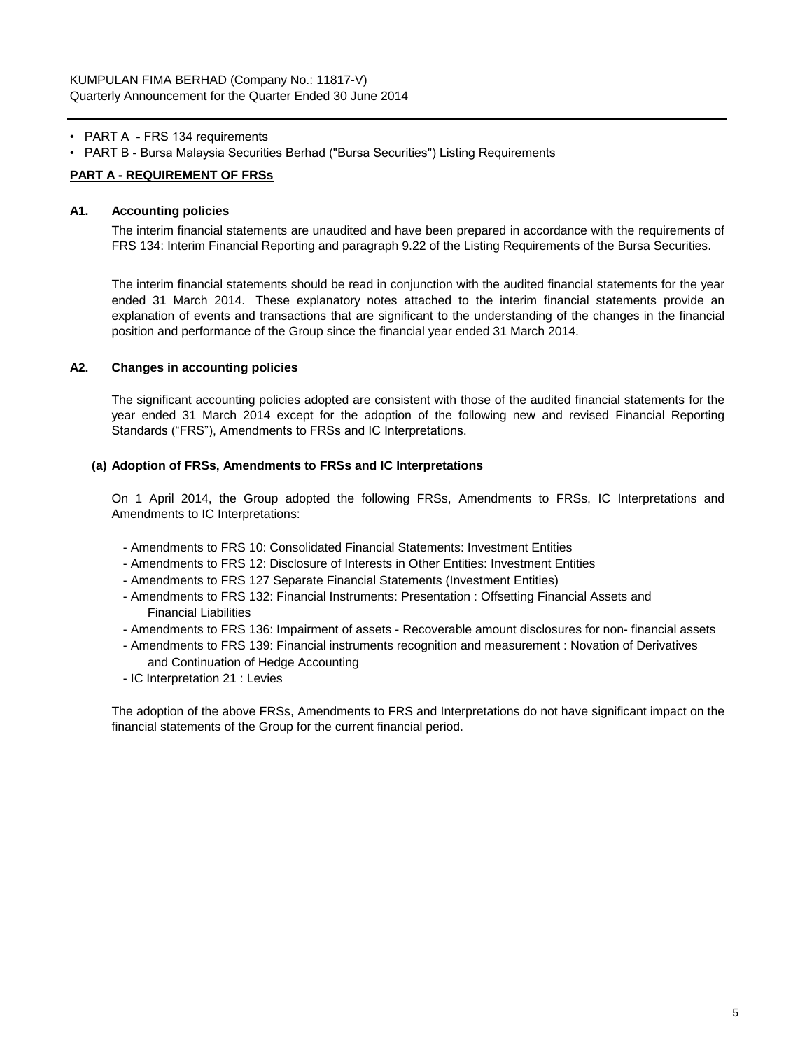- PART A - FRS 134 requirements
- PART B - Bursa Malaysia Securities Berhad ("Bursa Securities") Listing Requirements

**PART A - REQUIREMENT OF FRSs**

**A1. Accounting policies**

The interim financial statements are unaudited and have been prepared in accordance with the requirements of FRS 134: Interim Financial Reporting and paragraph 9.22 of the Listing Requirements of the Bursa Securities.

The interim financial statements should be read in conjunction with the audited financial statements for the year ended 31 March 2014. These explanatory notes attached to the interim financial statements provide an explanation of events and transactions that are significant to the understanding of the changes in the financial position and performance of the Group since the financial year ended 31 March 2014.

**A2. Changes in accounting policies**

The significant accounting policies adopted are consistent with those of the audited financial statements for the year ended 31 March 2014 except for the adoption of the following new and revised Financial Reporting Standards ("FRS"), Amendments to FRSs and IC Interpretations.

**(a) Adoption of FRSs, Amendments to FRSs and IC Interpretations**

On 1 April 2014, the Group adopted the following FRSs, Amendments to FRSs, IC Interpretations and Amendments to IC Interpretations:

- Amendments to FRS 10: Consolidated Financial Statements: Investment Entities
- Amendments to FRS 12: Disclosure of Interests in Other Entities: Investment Entities
- Amendments to FRS 127 Separate Financial Statements (Investment Entities)
- Amendments to FRS 132: Financial Instruments: Presentation : Offsetting Financial Assets and Financial Liabilities
- Amendments to FRS 136: Impairment of assets - Recoverable amount disclosures for non- financial assets
- Amendments to FRS 139: Financial instruments recognition and measurement : Novation of Derivatives and Continuation of Hedge Accounting
- IC Interpretation 21 : Levies

The adoption of the above FRSs, Amendments to FRS and Interpretations do not have significant impact on the financial statements of the Group for the current financial period.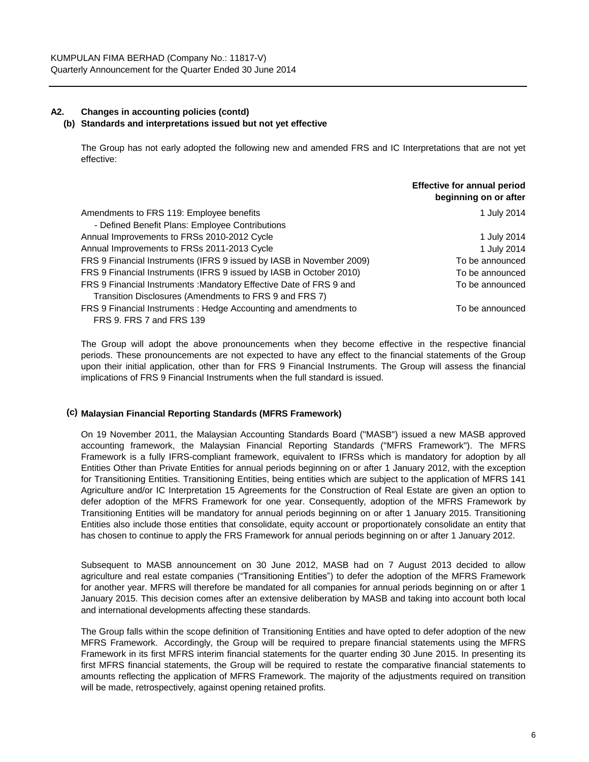### A2. Changes in accounting policies (contd)

#### (b) Standards and interpretations issued but not yet effective

The Group has not early adopted the following new and amended FRS and IC Interpretations that are not yet effective:

| | Effective for annual period beginning on or after |
|---|---|
| Amendments to FRS 119: Employee benefits - Defined Benefit Plans: Employee Contributions | 1 July 2014 |
| Annual Improvements to FRSs 2010-2012 Cycle | 1 July 2014 |
| Annual Improvements to FRSs 2011-2013 Cycle | 1 July 2014 |
| FRS 9 Financial Instruments (IFRS 9 issued by IASB in November 2009) | To be announced |
| FRS 9 Financial Instruments (IFRS 9 issued by IASB in October 2010) | To be announced |
| FRS 9 Financial Instruments :Mandatory Effective Date of FRS 9 and Transition Disclosures (Amendments to FRS 9 and FRS 7) | To be announced |
| FRS 9 Financial Instruments : Hedge Accounting and amendments to FRS 9. FRS 7 and FRS 139 | To be announced |

The Group will adopt the above pronouncements when they become effective in the respective financial periods. These pronouncements are not expected to have any effect to the financial statements of the Group upon their initial application, other than for FRS 9 Financial Instruments. The Group will assess the financial implications of FRS 9 Financial Instruments when the full standard is issued.

#### (c) Malaysian Financial Reporting Standards (MFRS Framework)

On 19 November 2011, the Malaysian Accounting Standards Board ("MASB") issued a new MASB approved accounting framework, the Malaysian Financial Reporting Standards ("MFRS Framework"). The MFRS Framework is a fully IFRS-compliant framework, equivalent to IFRSs which is mandatory for adoption by all Entities Other than Private Entities for annual periods beginning on or after 1 January 2012, with the exception for Transitioning Entities. Transitioning Entities, being entities which are subject to the application of MFRS 141 Agriculture and/or IC Interpretation 15 Agreements for the Construction of Real Estate are given an option to defer adoption of the MFRS Framework for one year. Consequently, adoption of the MFRS Framework by Transitioning Entities will be mandatory for annual periods beginning on or after 1 January 2015. Transitioning Entities also include those entities that consolidate, equity account or proportionately consolidate an entity that has chosen to continue to apply the FRS Framework for annual periods beginning on or after 1 January 2012.

Subsequent to MASB announcement on 30 June 2012, MASB had on 7 August 2013 decided to allow agriculture and real estate companies ("Transitioning Entities") to defer the adoption of the MFRS Framework for another year. MFRS will therefore be mandated for all companies for annual periods beginning on or after 1 January 2015. This decision comes after an extensive deliberation by MASB and taking into account both local and international developments affecting these standards.

The Group falls within the scope definition of Transitioning Entities and have opted to defer adoption of the new MFRS Framework. Accordingly, the Group will be required to prepare financial statements using the MFRS Framework in its first MFRS interim financial statements for the quarter ending 30 June 2015. In presenting its first MFRS financial statements, the Group will be required to restate the comparative financial statements to amounts reflecting the application of MFRS Framework. The majority of the adjustments required on transition will be made, retrospectively, against opening retained profits.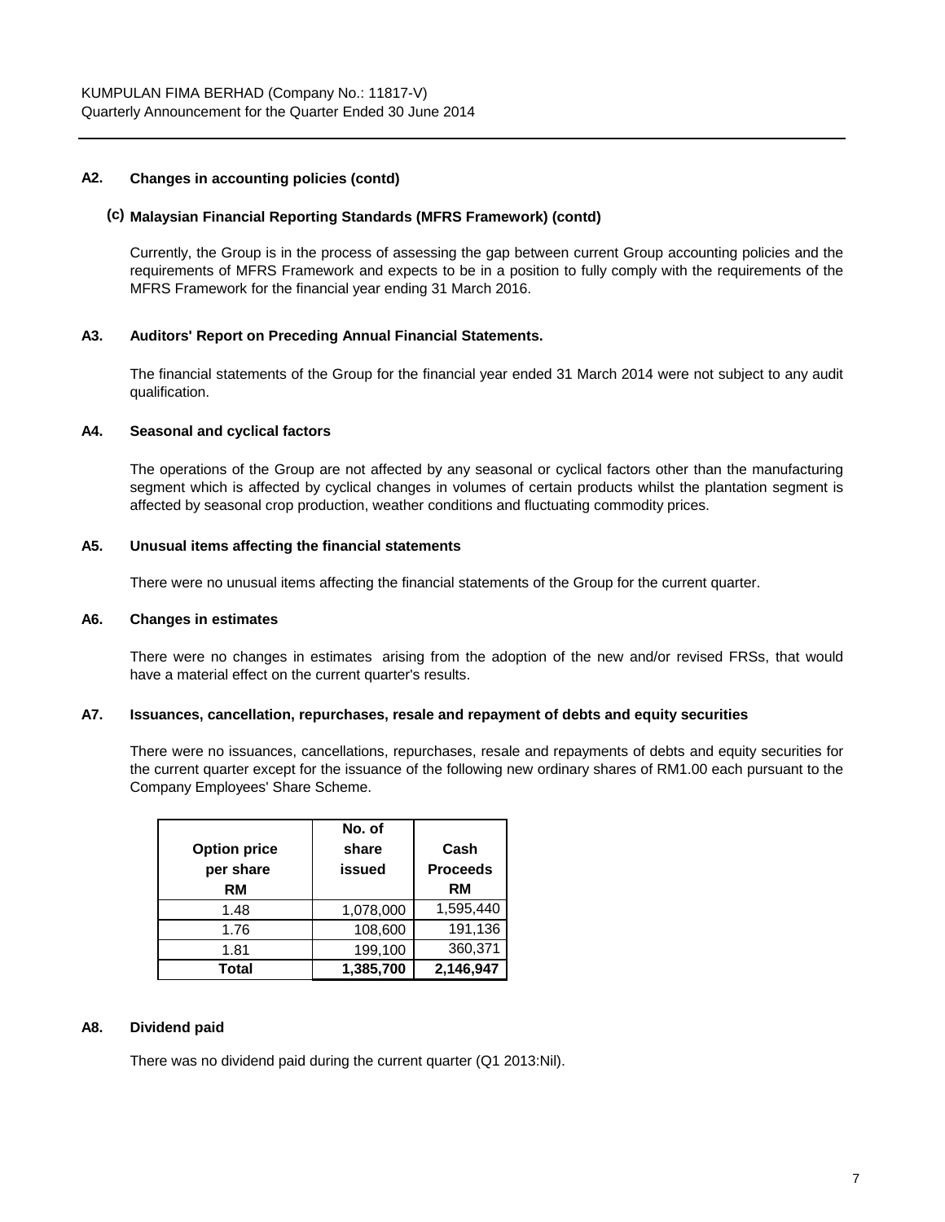### A2. Changes in accounting policies (contd)

#### (c) Malaysian Financial Reporting Standards (MFRS Framework) (contd)

Currently, the Group is in the process of assessing the gap between current Group accounting policies and the requirements of MFRS Framework and expects to be in a position to fully comply with the requirements of the MFRS Framework for the financial year ending 31 March 2016.

### A3. Auditors' Report on Preceding Annual Financial Statements.

The financial statements of the Group for the financial year ended 31 March 2014 were not subject to any audit qualification.

### A4. Seasonal and cyclical factors

The operations of the Group are not affected by any seasonal or cyclical factors other than the manufacturing segment which is affected by cyclical changes in volumes of certain products whilst the plantation segment is affected by seasonal crop production, weather conditions and fluctuating commodity prices.

### A5. Unusual items affecting the financial statements

There were no unusual items affecting the financial statements of the Group for the current quarter.

### A6. Changes in estimates

There were no changes in estimates arising from the adoption of the new and/or revised FRSs, that would have a material effect on the current quarter's results.

### A7. Issuances, cancellation, repurchases, resale and repayment of debts and equity securities

There were no issuances, cancellations, repurchases, resale and repayments of debts and equity securities for the current quarter except for the issuance of the following new ordinary shares of RM1.00 each pursuant to the Company Employees' Share Scheme.

| Option price per share RM | No. of share issued | Cash Proceeds RM |
|---|---|---|
| 1.48 | 1,078,000 | 1,595,440 |
| 1.76 | 108,600 | 191,136 |
| 1.81 | 199,100 | 360,371 |
| **Total** | **1,385,700** | **2,146,947** |

### A8. Dividend paid

There was no dividend paid during the current quarter (Q1 2013:Nil).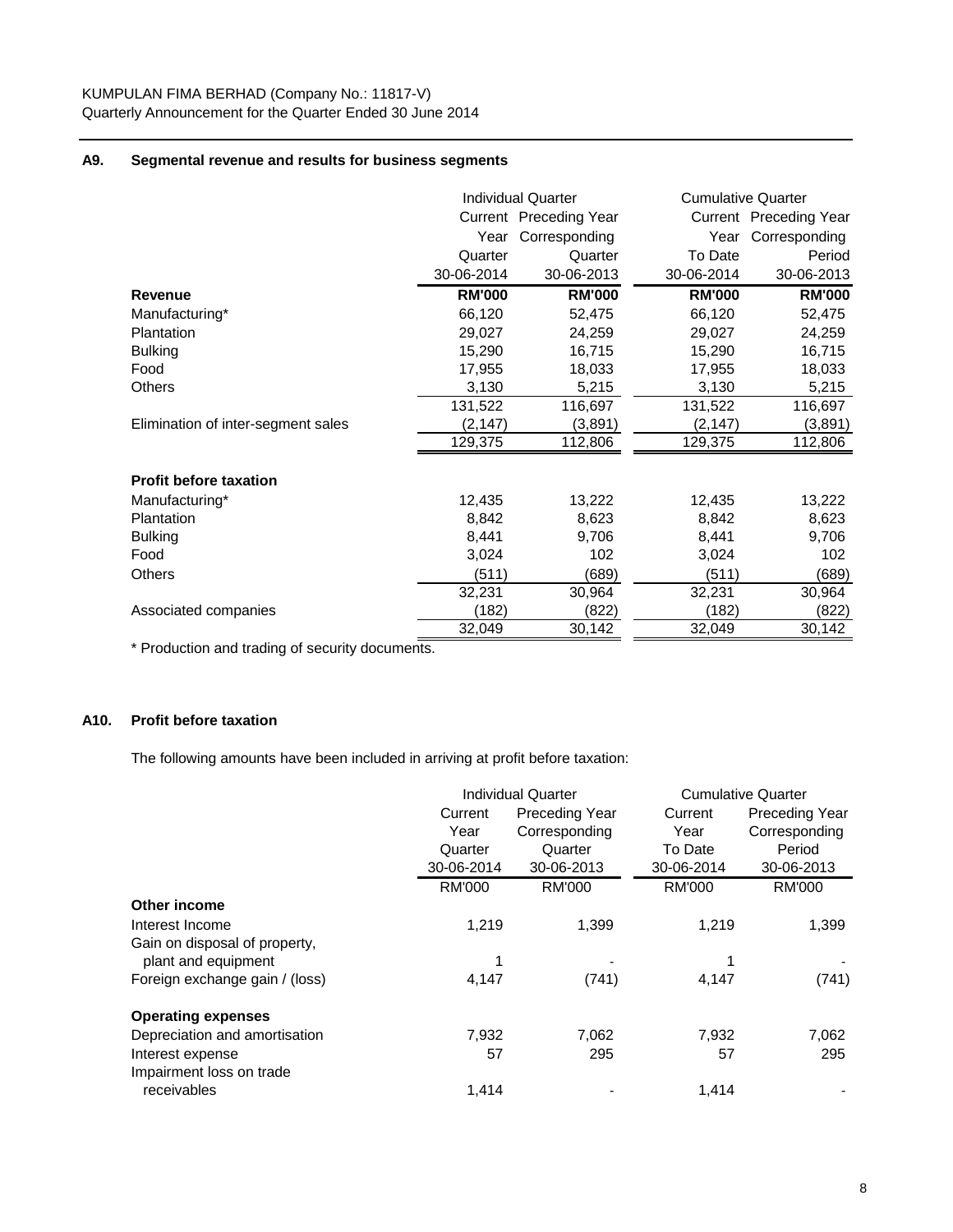KUMPULAN FIMA BERHAD (Company No.: 11817-V)
Quarterly Announcement for the Quarter Ended 30 June 2014

### A9. Segmental revenue and results for business segments

| | Individual Quarter | | Cumulative Quarter | |
|---|---|---|---|---|
| | Current Year Quarter 30-06-2014 | Preceding Year Corresponding Quarter 30-06-2013 | Current Year To Date 30-06-2014 | Preceding Year Corresponding Period 30-06-2013 |
| **Revenue** | **RM'000** | **RM'000** | **RM'000** | **RM'000** |
| Manufacturing* | 66,120 | 52,475 | 66,120 | 52,475 |
| Plantation | 29,027 | 24,259 | 29,027 | 24,259 |
| Bulking | 15,290 | 16,715 | 15,290 | 16,715 |
| Food | 17,955 | 18,033 | 17,955 | 18,033 |
| Others | 3,130 | 5,215 | 3,130 | 5,215 |
| | 131,522 | 116,697 | 131,522 | 116,697 |
| Elimination of inter-segment sales | (2,147) | (3,891) | (2,147) | (3,891) |
| | 129,375 | 112,806 | 129,375 | 112,806 |
| **Profit before taxation** | | | | |
| Manufacturing* | 12,435 | 13,222 | 12,435 | 13,222 |
| Plantation | 8,842 | 8,623 | 8,842 | 8,623 |
| Bulking | 8,441 | 9,706 | 8,441 | 9,706 |
| Food | 3,024 | 102 | 3,024 | 102 |
| Others | (511) | (689) | (511) | (689) |
| | 32,231 | 30,964 | 32,231 | 30,964 |
| Associated companies | (182) | (822) | (182) | (822) |
| | 32,049 | 30,142 | 32,049 | 30,142 |

* Production and trading of security documents.

### A10. Profit before taxation

The following amounts have been included in arriving at profit before taxation:

| | Individual Quarter | | Cumulative Quarter | |
|---|---|---|---|---|
| | Current Year Quarter 30-06-2014 | Preceding Year Corresponding Quarter 30-06-2013 | Current Year To Date 30-06-2014 | Preceding Year Corresponding Period 30-06-2013 |
| | RM'000 | RM'000 | RM'000 | RM'000 |
| **Other income** | | | | |
| Interest Income | 1,219 | 1,399 | 1,219 | 1,399 |
| Gain on disposal of property, plant and equipment | 1 | - | 1 | - |
| Foreign exchange gain / (loss) | 4,147 | (741) | 4,147 | (741) |
| **Operating expenses** | | | | |
| Depreciation and amortisation | 7,932 | 7,062 | 7,932 | 7,062 |
| Interest expense | 57 | 295 | 57 | 295 |
| Impairment loss on trade receivables | 1,414 | - | 1,414 | - |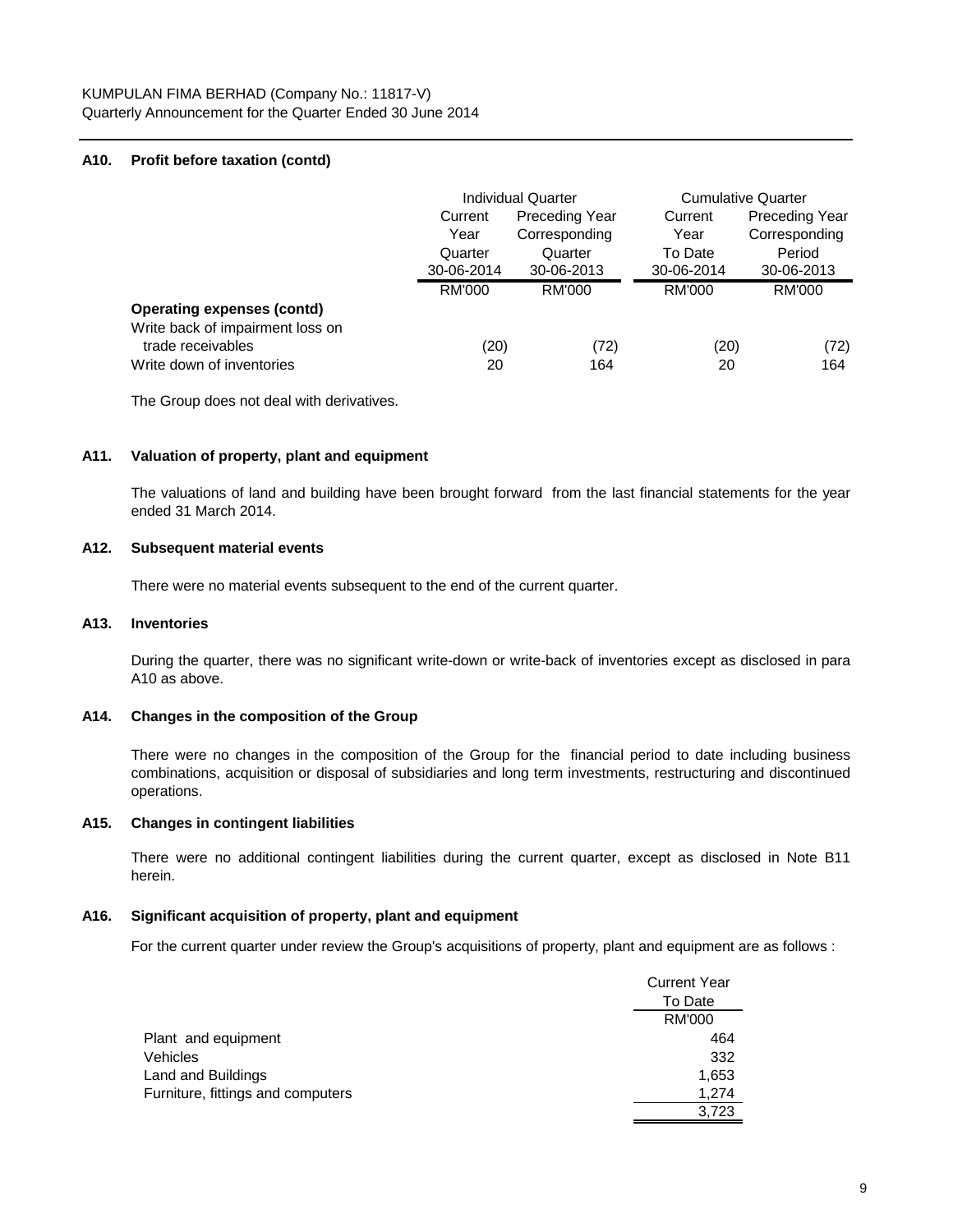KUMPULAN FIMA BERHAD (Company No.: 11817-V)
Quarterly Announcement for the Quarter Ended 30 June 2014

### A10. Profit before taxation (contd)

| | Individual Quarter | | Cumulative Quarter | |
|---|---|---|---|---|
| | Current Year Quarter 30-06-2014 | Preceding Year Corresponding Quarter 30-06-2013 | Current Year To Date 30-06-2014 | Preceding Year Corresponding Period 30-06-2013 |
| | RM'000 | RM'000 | RM'000 | RM'000 |
| **Operating expenses (contd)** | | | | |
| Write back of impairment loss on trade receivables | (20) | (72) | (20) | (72) |
| Write down of inventories | 20 | 164 | 20 | 164 |

The Group does not deal with derivatives.

### A11. Valuation of property, plant and equipment

The valuations of land and building have been brought forward from the last financial statements for the year ended 31 March 2014.

### A12. Subsequent material events

There were no material events subsequent to the end of the current quarter.

### A13. Inventories

During the quarter, there was no significant write-down or write-back of inventories except as disclosed in para A10 as above.

### A14. Changes in the composition of the Group

There were no changes in the composition of the Group for the financial period to date including business combinations, acquisition or disposal of subsidiaries and long term investments, restructuring and discontinued operations.

### A15. Changes in contingent liabilities

There were no additional contingent liabilities during the current quarter, except as disclosed in Note B11 herein.

### A16. Significant acquisition of property, plant and equipment

For the current quarter under review the Group's acquisitions of property, plant and equipment are as follows :

| | Current Year To Date |
|---|---|
| | RM'000 |
| Plant and equipment | 464 |
| Vehicles | 332 |
| Land and Buildings | 1,653 |
| Furniture, fittings and computers | 1,274 |
| | 3,723 |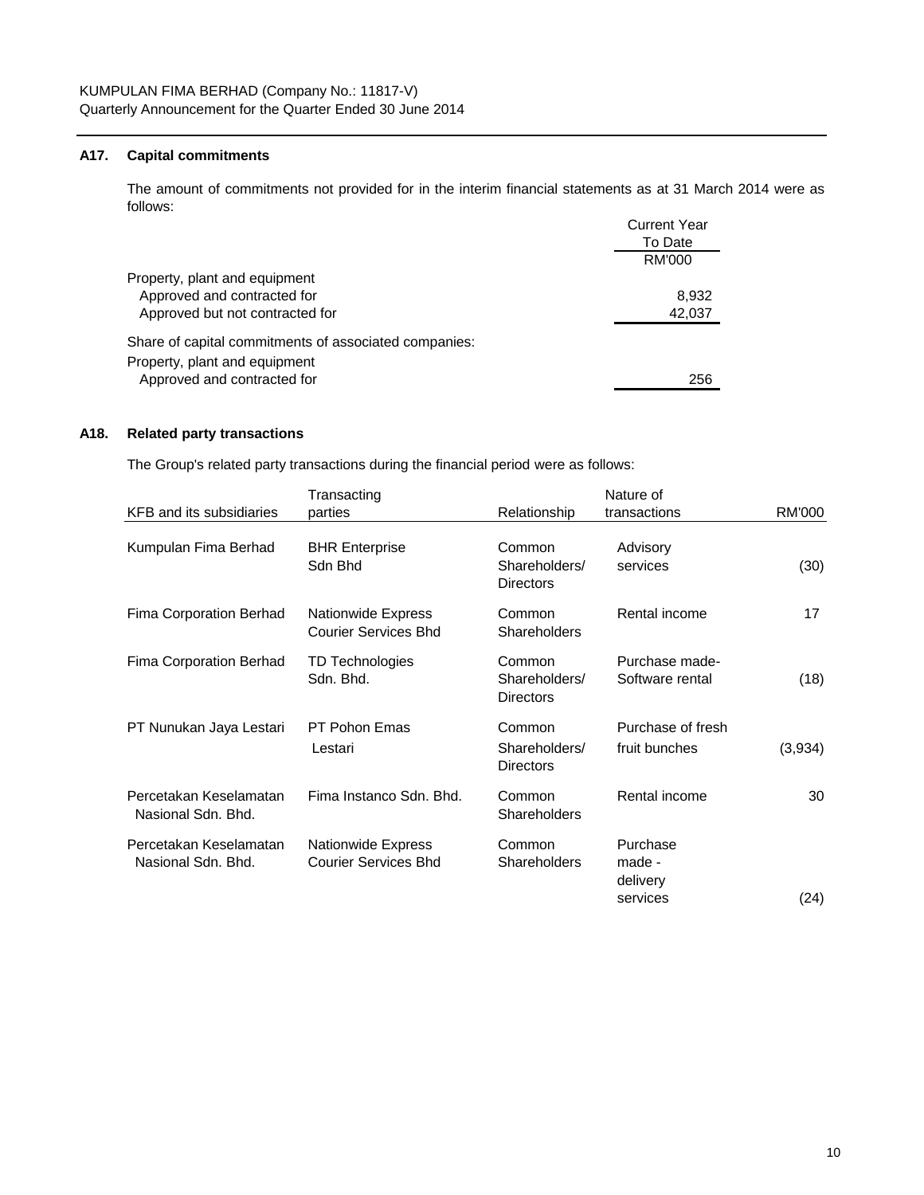KUMPULAN FIMA BERHAD (Company No.: 11817-V)
Quarterly Announcement for the Quarter Ended 30 June 2014

## A17. Capital commitments

The amount of commitments not provided for in the interim financial statements as at 31 March 2014 were as follows:

| | Current Year To Date |
|---|---|
| | RM'000 |
| Property, plant and equipment | |
| Approved and contracted for | 8,932 |
| Approved but not contracted for | 42,037 |
| Share of capital commitments of associated companies: | |
| Property, plant and equipment | |
| Approved and contracted for | 256 |

## A18. Related party transactions

The Group's related party transactions during the financial period were as follows:

| KFB and its subsidiaries | Transacting parties | Relationship | Nature of transactions | RM'000 |
|---|---|---|---|---|
| Kumpulan Fima Berhad | BHR Enterprise Sdn Bhd | Common Shareholders/ Directors | Advisory services | (30) |
| Fima Corporation Berhad | Nationwide Express Courier Services Bhd | Common Shareholders | Rental income | 17 |
| Fima Corporation Berhad | TD Technologies Sdn. Bhd. | Common Shareholders/ Directors | Purchase made- Software rental | (18) |
| PT Nunukan Jaya Lestari | PT Pohon Emas Lestari | Common Shareholders/ Directors | Purchase of fresh fruit bunches | (3,934) |
| Percetakan Keselamatan Nasional Sdn. Bhd. | Fima Instanco Sdn. Bhd. | Common Shareholders | Rental income | 30 |
| Percetakan Keselamatan Nasional Sdn. Bhd. | Nationwide Express Courier Services Bhd | Common Shareholders | Purchase made - delivery services | (24) |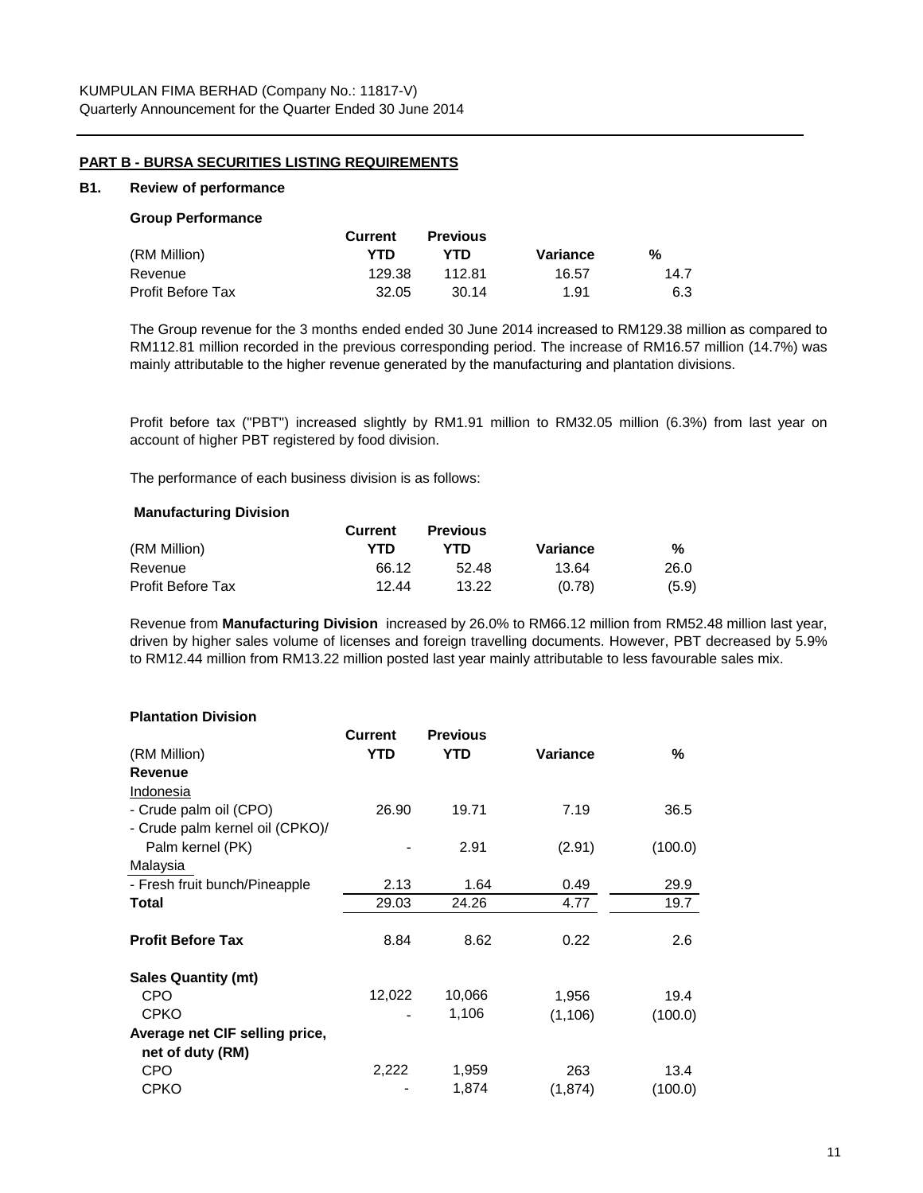## PART B - BURSA SECURITIES LISTING REQUIREMENTS

### B1. Review of performance

**Group Performance**

| (RM Million) | Current YTD | Previous YTD | Variance | % |
|---|---|---|---|---|
| Revenue | 129.38 | 112.81 | 16.57 | 14.7 |
| Profit Before Tax | 32.05 | 30.14 | 1.91 | 6.3 |

The Group revenue for the 3 months ended ended 30 June 2014 increased to RM129.38 million as compared to RM112.81 million recorded in the previous corresponding period. The increase of RM16.57 million (14.7%) was mainly attributable to the higher revenue generated by the manufacturing and plantation divisions.

Profit before tax ("PBT") increased slightly by RM1.91 million to RM32.05 million (6.3%) from last year on account of higher PBT registered by food division.

The performance of each business division is as follows:

**Manufacturing Division**

| (RM Million) | Current YTD | Previous YTD | Variance | % |
|---|---|---|---|---|
| Revenue | 66.12 | 52.48 | 13.64 | 26.0 |
| Profit Before Tax | 12.44 | 13.22 | (0.78) | (5.9) |

Revenue from **Manufacturing Division** increased by 26.0% to RM66.12 million from RM52.48 million last year, driven by higher sales volume of licenses and foreign travelling documents. However, PBT decreased by 5.9% to RM12.44 million from RM13.22 million posted last year mainly attributable to less favourable sales mix.

**Plantation Division**

| (RM Million) | Current YTD | Previous YTD | Variance | % |
|---|---|---|---|---|
| **Revenue** | | | | |
| Indonesia | | | | |
| - Crude palm oil (CPO) | 26.90 | 19.71 | 7.19 | 36.5 |
| - Crude palm kernel oil (CPKO)/ Palm kernel (PK) | - | 2.91 | (2.91) | (100.0) |
| Malaysia | | | | |
| - Fresh fruit bunch/Pineapple | 2.13 | 1.64 | 0.49 | 29.9 |
| **Total** | 29.03 | 24.26 | 4.77 | 19.7 |
| **Profit Before Tax** | 8.84 | 8.62 | 0.22 | 2.6 |
| **Sales Quantity (mt)** | | | | |
| CPO | 12,022 | 10,066 | 1,956 | 19.4 |
| CPKO | - | 1,106 | (1,106) | (100.0) |
| **Average net CIF selling price, net of duty (RM)** | | | | |
| CPO | 2,222 | 1,959 | 263 | 13.4 |
| CPKO | - | 1,874 | (1,874) | (100.0) |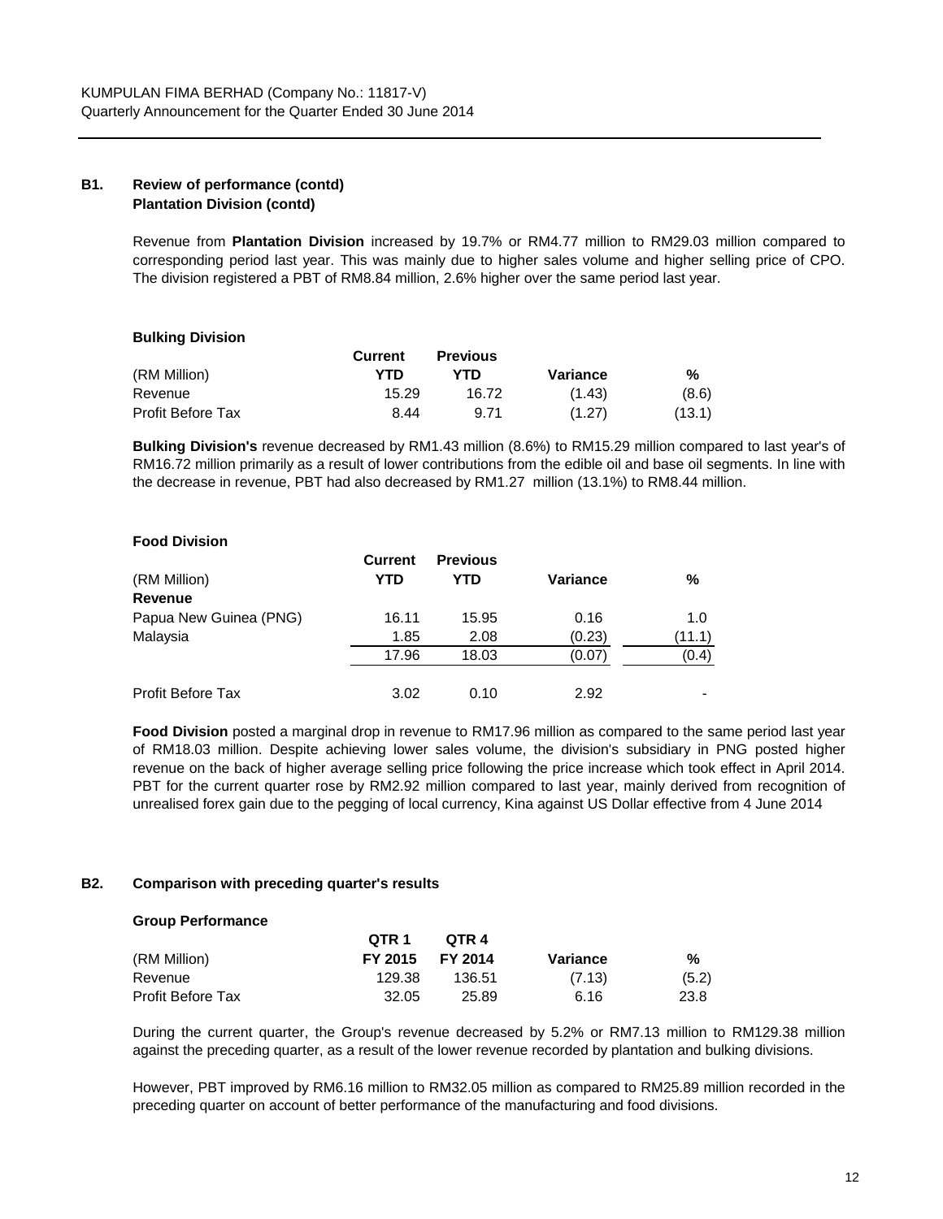## B1. Review of performance (contd)

**Plantation Division (contd)**

Revenue from **Plantation Division** increased by 19.7% or RM4.77 million to RM29.03 million compared to corresponding period last year. This was mainly due to higher sales volume and higher selling price of CPO. The division registered a PBT of RM8.84 million, 2.6% higher over the same period last year.

**Bulking Division**

| (RM Million) | Current YTD | Previous YTD | Variance | % |
|---|---|---|---|---|
| Revenue | 15.29 | 16.72 | (1.43) | (8.6) |
| Profit Before Tax | 8.44 | 9.71 | (1.27) | (13.1) |

**Bulking Division's** revenue decreased by RM1.43 million (8.6%) to RM15.29 million compared to last year's of RM16.72 million primarily as a result of lower contributions from the edible oil and base oil segments. In line with the decrease in revenue, PBT had also decreased by RM1.27 million (13.1%) to RM8.44 million.

**Food Division**

| (RM Million) | Current YTD | Previous YTD | Variance | % |
|---|---|---|---|---|
| **Revenue** | | | | |
| Papua New Guinea (PNG) | 16.11 | 15.95 | 0.16 | 1.0 |
| Malaysia | 1.85 | 2.08 | (0.23) | (11.1) |
| | 17.96 | 18.03 | (0.07) | (0.4) |
| Profit Before Tax | 3.02 | 0.10 | 2.92 | - |

**Food Division** posted a marginal drop in revenue to RM17.96 million as compared to the same period last year of RM18.03 million. Despite achieving lower sales volume, the division's subsidiary in PNG posted higher revenue on the back of higher average selling price following the price increase which took effect in April 2014. PBT for the current quarter rose by RM2.92 million compared to last year, mainly derived from recognition of unrealised forex gain due to the pegging of local currency, Kina against US Dollar effective from 4 June 2014

## B2. Comparison with preceding quarter's results

**Group Performance**

| (RM Million) | QTR 1 FY 2015 | QTR 4 FY 2014 | Variance | % |
|---|---|---|---|---|
| Revenue | 129.38 | 136.51 | (7.13) | (5.2) |
| Profit Before Tax | 32.05 | 25.89 | 6.16 | 23.8 |

During the current quarter, the Group's revenue decreased by 5.2% or RM7.13 million to RM129.38 million against the preceding quarter, as a result of the lower revenue recorded by plantation and bulking divisions.

However, PBT improved by RM6.16 million to RM32.05 million as compared to RM25.89 million recorded in the preceding quarter on account of better performance of the manufacturing and food divisions.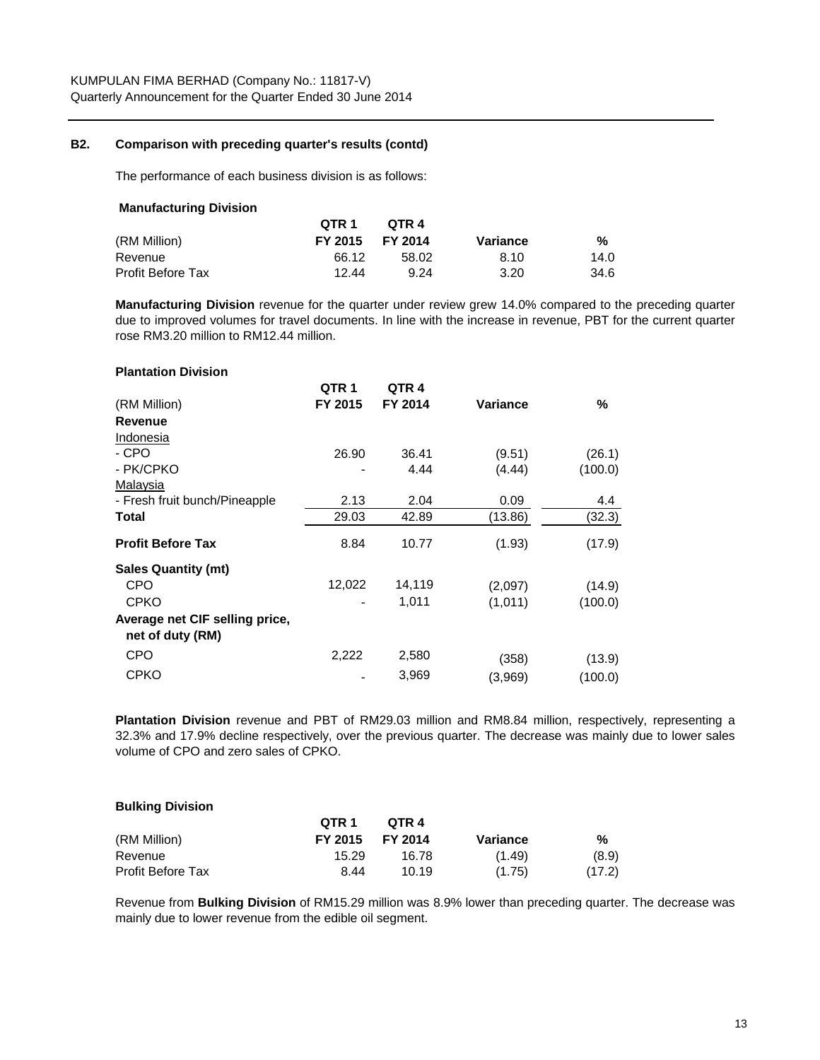## B2. Comparison with preceding quarter's results (contd)

The performance of each business division is as follows:

**Manufacturing Division**

| (RM Million) | QTR 1 FY 2015 | QTR 4 FY 2014 | Variance | % |
|---|---|---|---|---|
| Revenue | 66.12 | 58.02 | 8.10 | 14.0 |
| Profit Before Tax | 12.44 | 9.24 | 3.20 | 34.6 |

**Manufacturing Division** revenue for the quarter under review grew 14.0% compared to the preceding quarter due to improved volumes for travel documents. In line with the increase in revenue, PBT for the current quarter rose RM3.20 million to RM12.44 million.

**Plantation Division**

| (RM Million) | QTR 1 FY 2015 | QTR 4 FY 2014 | Variance | % |
|---|---|---|---|---|
| **Revenue** | | | | |
| Indonesia | | | | |
| - CPO | 26.90 | 36.41 | (9.51) | (26.1) |
| - PK/CPKO | - | 4.44 | (4.44) | (100.0) |
| Malaysia | | | | |
| - Fresh fruit bunch/Pineapple | 2.13 | 2.04 | 0.09 | 4.4 |
| **Total** | 29.03 | 42.89 | (13.86) | (32.3) |
| **Profit Before Tax** | 8.84 | 10.77 | (1.93) | (17.9) |
| **Sales Quantity (mt)** | | | | |
| CPO | 12,022 | 14,119 | (2,097) | (14.9) |
| CPKO | - | 1,011 | (1,011) | (100.0) |
| **Average net CIF selling price, net of duty (RM)** | | | | |
| CPO | 2,222 | 2,580 | (358) | (13.9) |
| CPKO | - | 3,969 | (3,969) | (100.0) |

**Plantation Division** revenue and PBT of RM29.03 million and RM8.84 million, respectively, representing a 32.3% and 17.9% decline respectively, over the previous quarter. The decrease was mainly due to lower sales volume of CPO and zero sales of CPKO.

**Bulking Division**

| (RM Million) | QTR 1 FY 2015 | QTR 4 FY 2014 | Variance | % |
|---|---|---|---|---|
| Revenue | 15.29 | 16.78 | (1.49) | (8.9) |
| Profit Before Tax | 8.44 | 10.19 | (1.75) | (17.2) |

Revenue from **Bulking Division** of RM15.29 million was 8.9% lower than preceding quarter. The decrease was mainly due to lower revenue from the edible oil segment.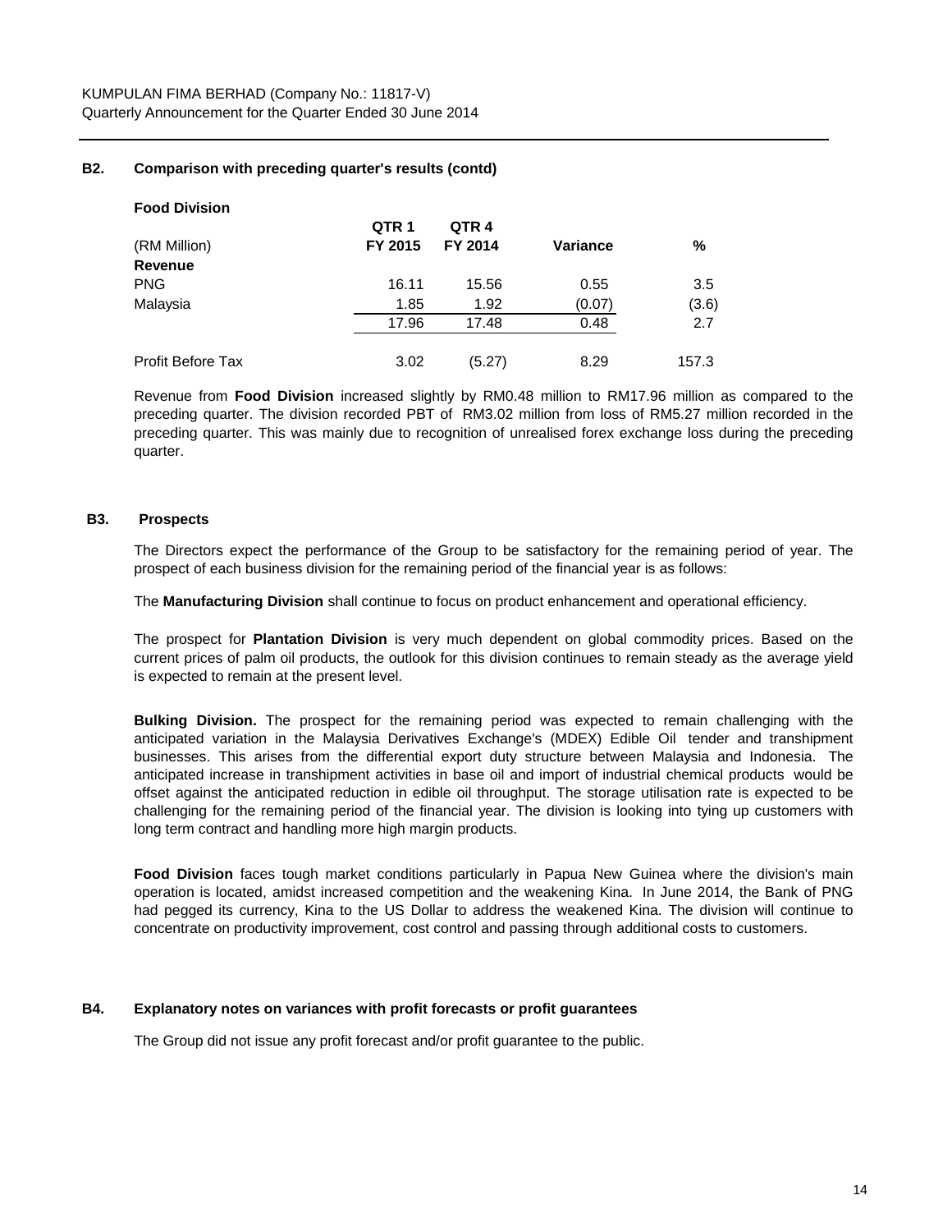### B2. Comparison with preceding quarter's results (contd)

**Food Division**

| (RM Million) | QTR 1 FY 2015 | QTR 4 FY 2014 | Variance | % |
|---|---|---|---|---|
| **Revenue** | | | | |
| PNG | 16.11 | 15.56 | 0.55 | 3.5 |
| Malaysia | 1.85 | 1.92 | (0.07) | (3.6) |
| | 17.96 | 17.48 | 0.48 | 2.7 |
| Profit Before Tax | 3.02 | (5.27) | 8.29 | 157.3 |

Revenue from **Food Division** increased slightly by RM0.48 million to RM17.96 million as compared to the preceding quarter. The division recorded PBT of RM3.02 million from loss of RM5.27 million recorded in the preceding quarter. This was mainly due to recognition of unrealised forex exchange loss during the preceding quarter.

### B3. Prospects

The Directors expect the performance of the Group to be satisfactory for the remaining period of year. The prospect of each business division for the remaining period of the financial year is as follows:

The **Manufacturing Division** shall continue to focus on product enhancement and operational efficiency.

The prospect for **Plantation Division** is very much dependent on global commodity prices. Based on the current prices of palm oil products, the outlook for this division continues to remain steady as the average yield is expected to remain at the present level.

**Bulking Division.** The prospect for the remaining period was expected to remain challenging with the anticipated variation in the Malaysia Derivatives Exchange's (MDEX) Edible Oil tender and transhipment businesses. This arises from the differential export duty structure between Malaysia and Indonesia. The anticipated increase in transhipment activities in base oil and import of industrial chemical products would be offset against the anticipated reduction in edible oil throughput. The storage utilisation rate is expected to be challenging for the remaining period of the financial year. The division is looking into tying up customers with long term contract and handling more high margin products.

**Food Division** faces tough market conditions particularly in Papua New Guinea where the division's main operation is located, amidst increased competition and the weakening Kina. In June 2014, the Bank of PNG had pegged its currency, Kina to the US Dollar to address the weakened Kina. The division will continue to concentrate on productivity improvement, cost control and passing through additional costs to customers.

### B4. Explanatory notes on variances with profit forecasts or profit guarantees

The Group did not issue any profit forecast and/or profit guarantee to the public.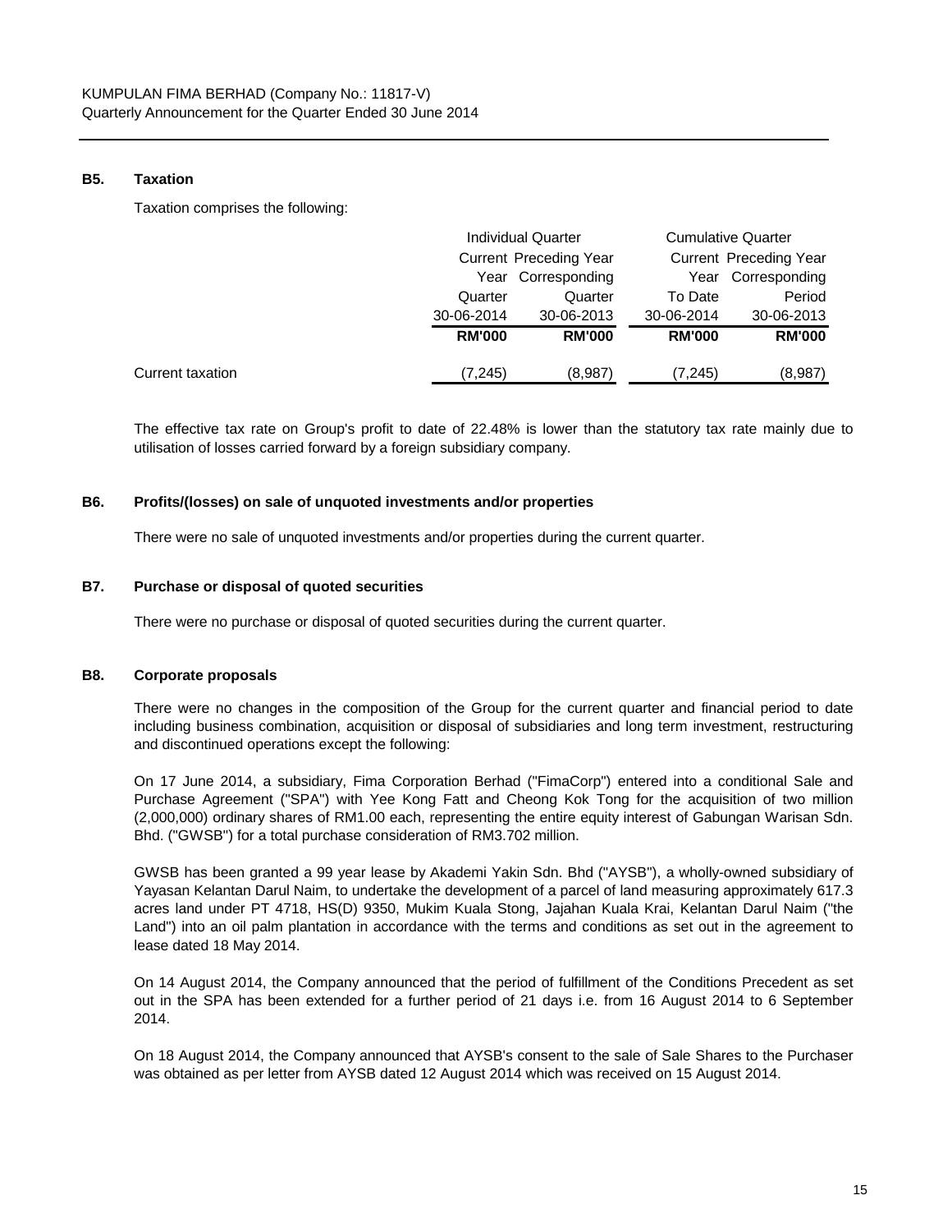### B5. Taxation

Taxation comprises the following:

| | Individual Quarter | | Cumulative Quarter | |
|---|---|---|---|---|
| | Current Year Quarter 30-06-2014 | Preceding Year Corresponding Quarter 30-06-2013 | Current Year To Date 30-06-2014 | Preceding Year Corresponding Period 30-06-2013 |
| | **RM'000** | **RM'000** | **RM'000** | **RM'000** |
| Current taxation | (7,245) | (8,987) | (7,245) | (8,987) |

The effective tax rate on Group's profit to date of 22.48% is lower than the statutory tax rate mainly due to utilisation of losses carried forward by a foreign subsidiary company.

### B6. Profits/(losses) on sale of unquoted investments and/or properties

There were no sale of unquoted investments and/or properties during the current quarter.

### B7. Purchase or disposal of quoted securities

There were no purchase or disposal of quoted securities during the current quarter.

### B8. Corporate proposals

There were no changes in the composition of the Group for the current quarter and financial period to date including business combination, acquisition or disposal of subsidiaries and long term investment, restructuring and discontinued operations except the following:

On 17 June 2014, a subsidiary, Fima Corporation Berhad ("FimaCorp") entered into a conditional Sale and Purchase Agreement ("SPA") with Yee Kong Fatt and Cheong Kok Tong for the acquisition of two million (2,000,000) ordinary shares of RM1.00 each, representing the entire equity interest of Gabungan Warisan Sdn. Bhd. ("GWSB") for a total purchase consideration of RM3.702 million.

GWSB has been granted a 99 year lease by Akademi Yakin Sdn. Bhd ("AYSB"), a wholly-owned subsidiary of Yayasan Kelantan Darul Naim, to undertake the development of a parcel of land measuring approximately 617.3 acres land under PT 4718, HS(D) 9350, Mukim Kuala Stong, Jajahan Kuala Krai, Kelantan Darul Naim ("the Land") into an oil palm plantation in accordance with the terms and conditions as set out in the agreement to lease dated 18 May 2014.

On 14 August 2014, the Company announced that the period of fulfillment of the Conditions Precedent as set out in the SPA has been extended for a further period of 21 days i.e. from 16 August 2014 to 6 September 2014.

On 18 August 2014, the Company announced that AYSB's consent to the sale of Sale Shares to the Purchaser was obtained as per letter from AYSB dated 12 August 2014 which was received on 15 August 2014.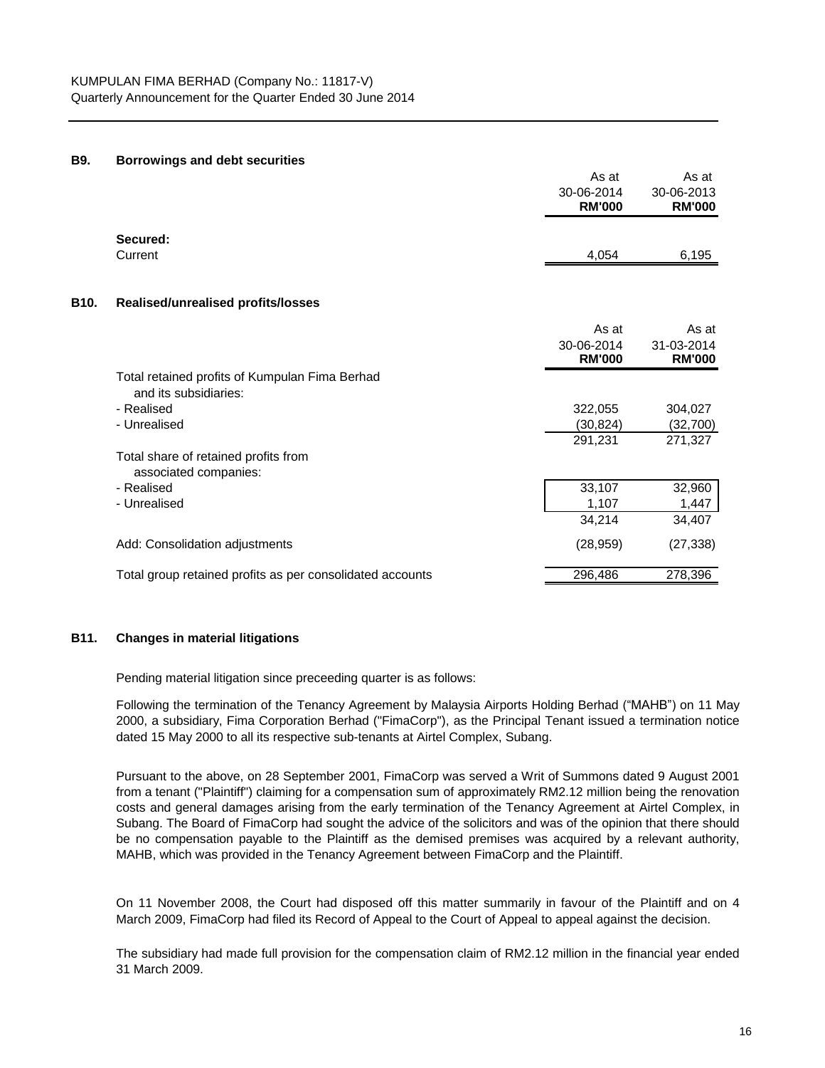## B9. Borrowings and debt securities

| | As at 30-06-2014 RM'000 | As at 30-06-2013 RM'000 |
|---|---|---|
| **Secured:** | | |
| Current | 4,054 | 6,195 |

## B10. Realised/unrealised profits/losses

| | As at 30-06-2014 RM'000 | As at 31-03-2014 RM'000 |
|---|---|---|
| Total retained profits of Kumpulan Fima Berhad and its subsidiaries: | | |
| - Realised | 322,055 | 304,027 |
| - Unrealised | (30,824) | (32,700) |
| | 291,231 | 271,327 |
| Total share of retained profits from associated companies: | | |
| - Realised | 33,107 | 32,960 |
| - Unrealised | 1,107 | 1,447 |
| | 34,214 | 34,407 |
| Add: Consolidation adjustments | (28,959) | (27,338) |
| Total group retained profits as per consolidated accounts | 296,486 | 278,396 |

## B11. Changes in material litigations

Pending material litigation since preceeding quarter is as follows:

Following the termination of the Tenancy Agreement by Malaysia Airports Holding Berhad ("MAHB") on 11 May 2000, a subsidiary, Fima Corporation Berhad ("FimaCorp"), as the Principal Tenant issued a termination notice dated 15 May 2000 to all its respective sub-tenants at Airtel Complex, Subang.

Pursuant to the above, on 28 September 2001, FimaCorp was served a Writ of Summons dated 9 August 2001 from a tenant ("Plaintiff") claiming for a compensation sum of approximately RM2.12 million being the renovation costs and general damages arising from the early termination of the Tenancy Agreement at Airtel Complex, in Subang. The Board of FimaCorp had sought the advice of the solicitors and was of the opinion that there should be no compensation payable to the Plaintiff as the demised premises was acquired by a relevant authority, MAHB, which was provided in the Tenancy Agreement between FimaCorp and the Plaintiff.

On 11 November 2008, the Court had disposed off this matter summarily in favour of the Plaintiff and on 4 March 2009, FimaCorp had filed its Record of Appeal to the Court of Appeal to appeal against the decision.

The subsidiary had made full provision for the compensation claim of RM2.12 million in the financial year ended 31 March 2009.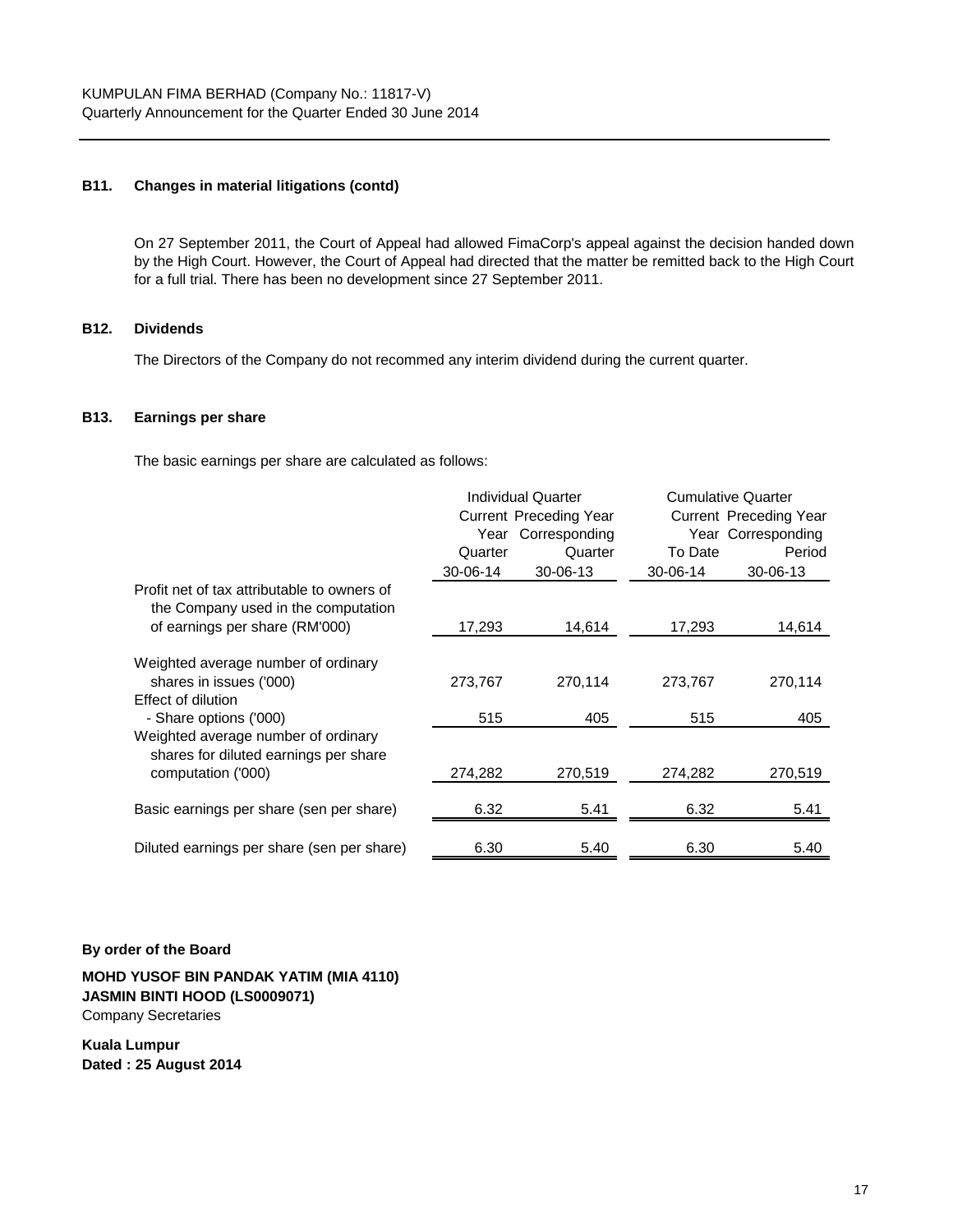### B11. Changes in material litigations (contd)

On 27 September 2011, the Court of Appeal had allowed FimaCorp's appeal against the decision handed down by the High Court. However, the Court of Appeal had directed that the matter be remitted back to the High Court for a full trial. There has been no development since 27 September 2011.

### B12. Dividends

The Directors of the Company do not recommed any interim dividend during the current quarter.

### B13. Earnings per share

The basic earnings per share are calculated as follows:

| | Individual Quarter | | Cumulative Quarter | |
|---|---|---|---|---|
| | Current Year Quarter | Preceding Year Corresponding Quarter | Current Year To Date | Preceding Year Corresponding Period |
| | 30-06-14 | 30-06-13 | 30-06-14 | 30-06-13 |
| Profit net of tax attributable to owners of the Company used in the computation of earnings per share (RM'000) | 17,293 | 14,614 | 17,293 | 14,614 |
| Weighted average number of ordinary shares in issues ('000) | 273,767 | 270,114 | 273,767 | 270,114 |
| Effect of dilution | | | | |
| - Share options ('000) | 515 | 405 | 515 | 405 |
| Weighted average number of ordinary shares for diluted earnings per share computation ('000) | 274,282 | 270,519 | 274,282 | 270,519 |
| Basic earnings per share (sen per share) | 6.32 | 5.41 | 6.32 | 5.41 |
| Diluted earnings per share (sen per share) | 6.30 | 5.40 | 6.30 | 5.40 |

**By order of the Board**

**MOHD YUSOF BIN PANDAK YATIM (MIA 4110)**
**JASMIN BINTI HOOD (LS0009071)**
Company Secretaries

**Kuala Lumpur**
**Dated : 25 August 2014**